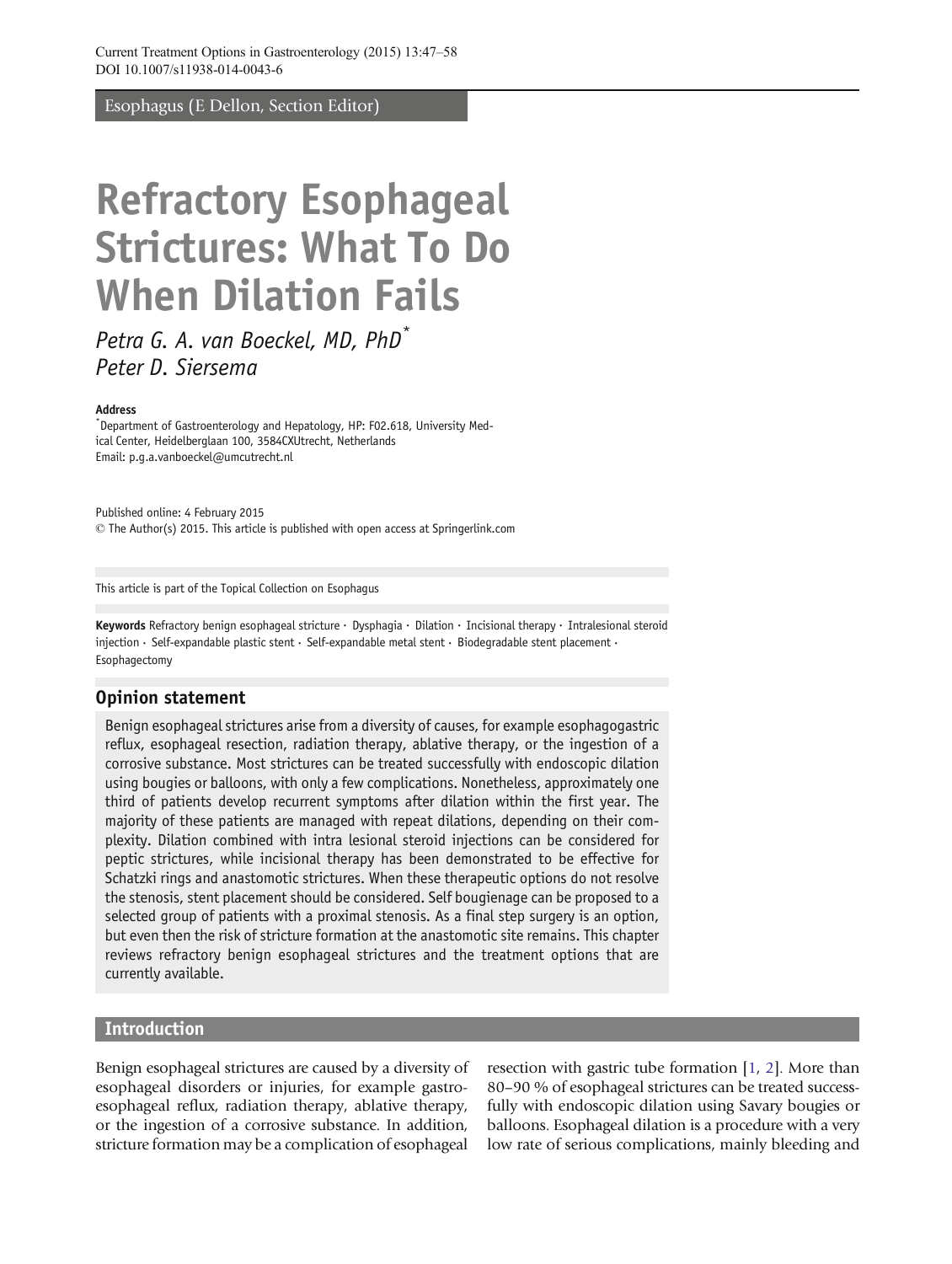Esophagus (E Dellon, Section Editor)

# Refractory Esophageal Strictures: What To Do When Dilation Fails

*Petra G. A. van Boeckel, MD, PhD*[*]
*Peter D. Siersema*

**Address**
[*]Department of Gastroenterology and Hepatology, HP: F02.618, University Medical Center, Heidelberglaan 100, 3584CXUtrecht, Netherlands
Email: p.g.a.vanboeckel@umcutrecht.nl

Published online: 4 February 2015
© The Author(s) 2015. This article is published with open access at Springerlink.com

This article is part of the Topical Collection on Esophagus

**Keywords** Refractory benign esophageal stricture · Dysphagia · Dilation · Incisional therapy · Intralesional steroid injection · Self-expandable plastic stent · Self-expandable metal stent · Biodegradable stent placement · Esophagectomy

## Opinion statement

Benign esophageal strictures arise from a diversity of causes, for example esophagogastric reflux, esophageal resection, radiation therapy, ablative therapy, or the ingestion of a corrosive substance. Most strictures can be treated successfully with endoscopic dilation using bougies or balloons, with only a few complications. Nonetheless, approximately one third of patients develop recurrent symptoms after dilation within the first year. The majority of these patients are managed with repeat dilations, depending on their complexity. Dilation combined with intra lesional steroid injections can be considered for peptic strictures, while incisional therapy has been demonstrated to be effective for Schatzki rings and anastomotic strictures. When these therapeutic options do not resolve the stenosis, stent placement should be considered. Self bougienage can be proposed to a selected group of patients with a proximal stenosis. As a final step surgery is an option, but even then the risk of stricture formation at the anastomotic site remains. This chapter reviews refractory benign esophageal strictures and the treatment options that are currently available.

## Introduction

Benign esophageal strictures are caused by a diversity of esophageal disorders or injuries, for example gastroesophageal reflux, radiation therapy, ablative therapy, or the ingestion of a corrosive substance. In addition, stricture formation may be a complication of esophageal resection with gastric tube formation [1, 2]. More than 80–90 % of esophageal strictures can be treated successfully with endoscopic dilation using Savary bougies or balloons. Esophageal dilation is a procedure with a very low rate of serious complications, mainly bleeding and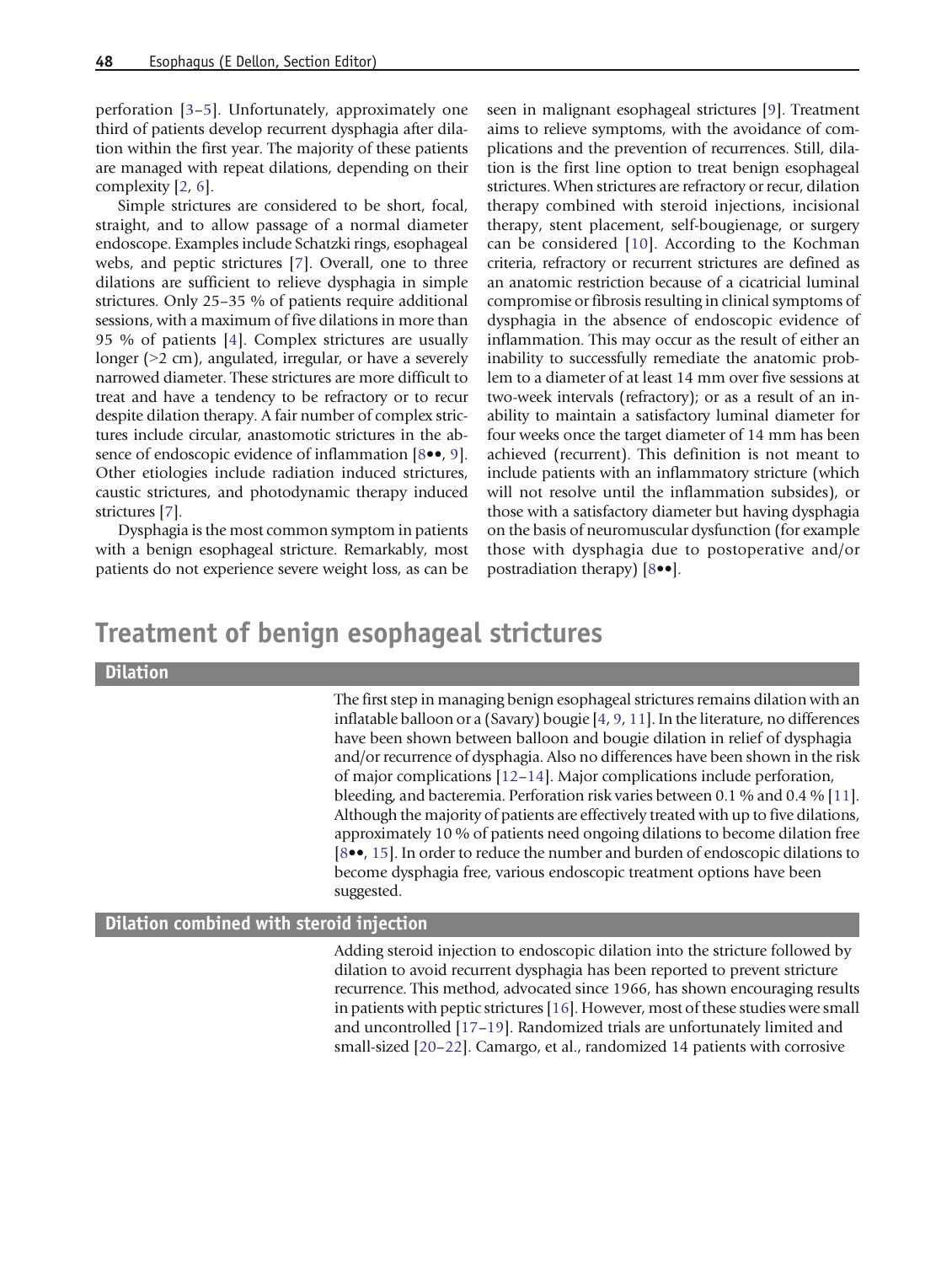perforation [3–5]. Unfortunately, approximately one third of patients develop recurrent dysphagia after dilation within the first year. The majority of these patients are managed with repeat dilations, depending on their complexity [2, 6].

Simple strictures are considered to be short, focal, straight, and to allow passage of a normal diameter endoscope. Examples include Schatzki rings, esophageal webs, and peptic strictures [7]. Overall, one to three dilations are sufficient to relieve dysphagia in simple strictures. Only 25–35 % of patients require additional sessions, with a maximum of five dilations in more than 95 % of patients [4]. Complex strictures are usually longer (>2 cm), angulated, irregular, or have a severely narrowed diameter. These strictures are more difficult to treat and have a tendency to be refractory or to recur despite dilation therapy. A fair number of complex strictures include circular, anastomotic strictures in the absence of endoscopic evidence of inflammation [8••, 9]. Other etiologies include radiation induced strictures, caustic strictures, and photodynamic therapy induced strictures [7].

Dysphagia is the most common symptom in patients with a benign esophageal stricture. Remarkably, most patients do not experience severe weight loss, as can be seen in malignant esophageal strictures [9]. Treatment aims to relieve symptoms, with the avoidance of complications and the prevention of recurrences. Still, dilation is the first line option to treat benign esophageal strictures. When strictures are refractory or recur, dilation therapy combined with steroid injections, incisional therapy, stent placement, self-bougienage, or surgery can be considered [10]. According to the Kochman criteria, refractory or recurrent strictures are defined as an anatomic restriction because of a cicatricial luminal compromise or fibrosis resulting in clinical symptoms of dysphagia in the absence of endoscopic evidence of inflammation. This may occur as the result of either an inability to successfully remediate the anatomic problem to a diameter of at least 14 mm over five sessions at two-week intervals (refractory); or as a result of an inability to maintain a satisfactory luminal diameter for four weeks once the target diameter of 14 mm has been achieved (recurrent). This definition is not meant to include patients with an inflammatory stricture (which will not resolve until the inflammation subsides), or those with a satisfactory diameter but having dysphagia on the basis of neuromuscular dysfunction (for example those with dysphagia due to postoperative and/or postradiation therapy) [8••].

# Treatment of benign esophageal strictures

## Dilation

The first step in managing benign esophageal strictures remains dilation with an inflatable balloon or a (Savary) bougie [4, 9, 11]. In the literature, no differences have been shown between balloon and bougie dilation in relief of dysphagia and/or recurrence of dysphagia. Also no differences have been shown in the risk of major complications [12–14]. Major complications include perforation, bleeding, and bacteremia. Perforation risk varies between 0.1 % and 0.4 % [11]. Although the majority of patients are effectively treated with up to five dilations, approximately 10 % of patients need ongoing dilations to become dilation free [8••, 15]. In order to reduce the number and burden of endoscopic dilations to become dysphagia free, various endoscopic treatment options have been suggested.

## Dilation combined with steroid injection

Adding steroid injection to endoscopic dilation into the stricture followed by dilation to avoid recurrent dysphagia has been reported to prevent stricture recurrence. This method, advocated since 1966, has shown encouraging results in patients with peptic strictures [16]. However, most of these studies were small and uncontrolled [17–19]. Randomized trials are unfortunately limited and small-sized [20–22]. Camargo, et al., randomized 14 patients with corrosive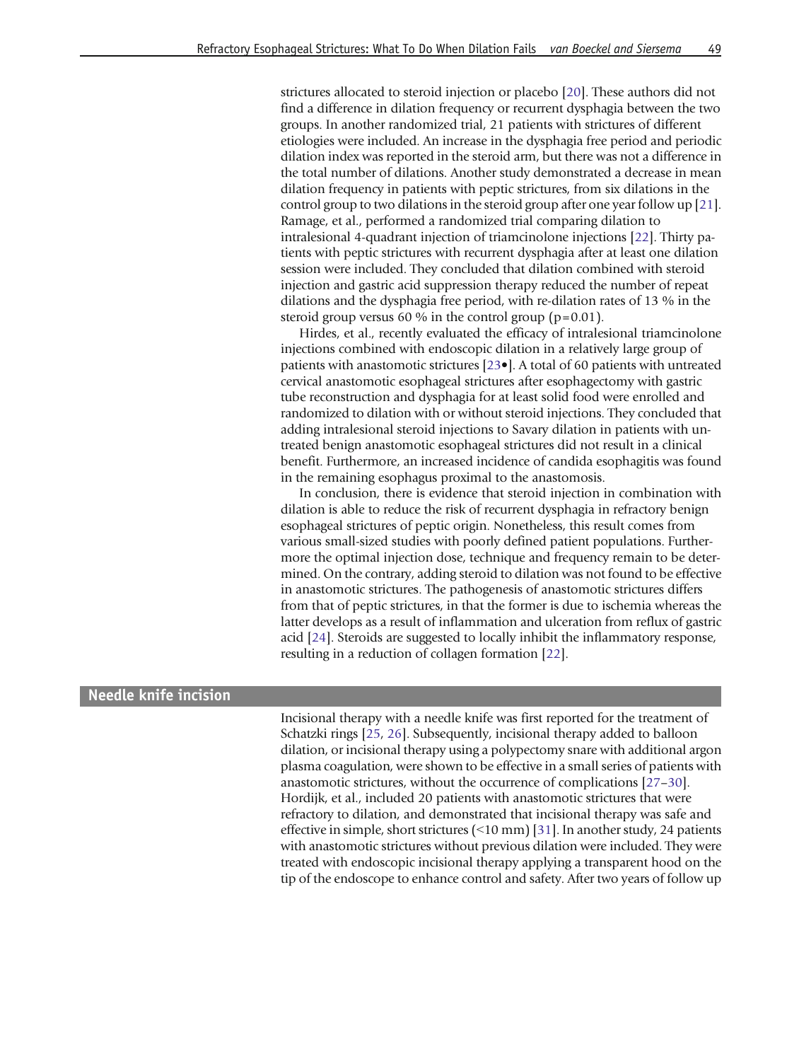strictures allocated to steroid injection or placebo [20]. These authors did not find a difference in dilation frequency or recurrent dysphagia between the two groups. In another randomized trial, 21 patients with strictures of different etiologies were included. An increase in the dysphagia free period and periodic dilation index was reported in the steroid arm, but there was not a difference in the total number of dilations. Another study demonstrated a decrease in mean dilation frequency in patients with peptic strictures, from six dilations in the control group to two dilations in the steroid group after one year follow up [21]. Ramage, et al., performed a randomized trial comparing dilation to intralesional 4-quadrant injection of triamcinolone injections [22]. Thirty patients with peptic strictures with recurrent dysphagia after at least one dilation session were included. They concluded that dilation combined with steroid injection and gastric acid suppression therapy reduced the number of repeat dilations and the dysphagia free period, with re-dilation rates of 13 % in the steroid group versus 60 % in the control group ($p=0.01$).

Hirdes, et al., recently evaluated the efficacy of intralesional triamcinolone injections combined with endoscopic dilation in a relatively large group of patients with anastomotic strictures [23•]. A total of 60 patients with untreated cervical anastomotic esophageal strictures after esophagectomy with gastric tube reconstruction and dysphagia for at least solid food were enrolled and randomized to dilation with or without steroid injections. They concluded that adding intralesional steroid injections to Savary dilation in patients with untreated benign anastomotic esophageal strictures did not result in a clinical benefit. Furthermore, an increased incidence of candida esophagitis was found in the remaining esophagus proximal to the anastomosis.

In conclusion, there is evidence that steroid injection in combination with dilation is able to reduce the risk of recurrent dysphagia in refractory benign esophageal strictures of peptic origin. Nonetheless, this result comes from various small-sized studies with poorly defined patient populations. Furthermore the optimal injection dose, technique and frequency remain to be determined. On the contrary, adding steroid to dilation was not found to be effective in anastomotic strictures. The pathogenesis of anastomotic strictures differs from that of peptic strictures, in that the former is due to ischemia whereas the latter develops as a result of inflammation and ulceration from reflux of gastric acid [24]. Steroids are suggested to locally inhibit the inflammatory response, resulting in a reduction of collagen formation [22].

## Needle knife incision

Incisional therapy with a needle knife was first reported for the treatment of Schatzki rings [25, 26]. Subsequently, incisional therapy added to balloon dilation, or incisional therapy using a polypectomy snare with additional argon plasma coagulation, were shown to be effective in a small series of patients with anastomotic strictures, without the occurrence of complications [27–30]. Hordijk, et al., included 20 patients with anastomotic strictures that were refractory to dilation, and demonstrated that incisional therapy was safe and effective in simple, short strictures (<10 mm) [31]. In another study, 24 patients with anastomotic strictures without previous dilation were included. They were treated with endoscopic incisional therapy applying a transparent hood on the tip of the endoscope to enhance control and safety. After two years of follow up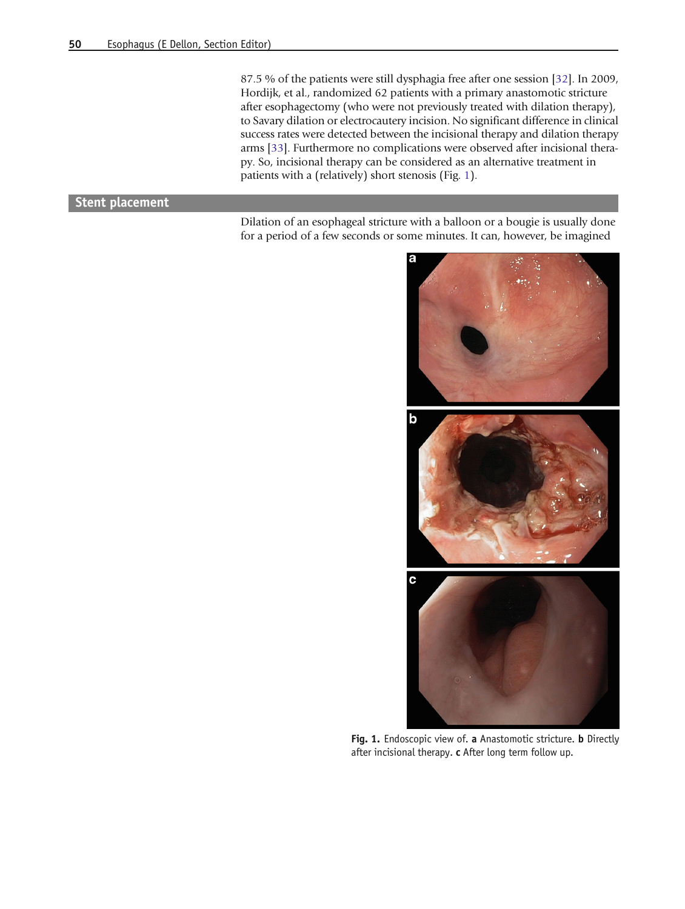87.5 % of the patients were still dysphagia free after one session [32]. In 2009, Hordijk, et al., randomized 62 patients with a primary anastomotic stricture after esophagectomy (who were not previously treated with dilation therapy), to Savary dilation or electrocautery incision. No significant difference in clinical success rates were detected between the incisional therapy and dilation therapy arms [33]. Furthermore no complications were observed after incisional therapy. So, incisional therapy can be considered as an alternative treatment in patients with a (relatively) short stenosis (Fig. 1).

## Stent placement

Dilation of an esophageal stricture with a balloon or a bougie is usually done for a period of a few seconds or some minutes. It can, however, be imagined

**Fig. 1.** Endoscopic view of. **a** Anastomotic stricture. **b** Directly after incisional therapy. **c** After long term follow up.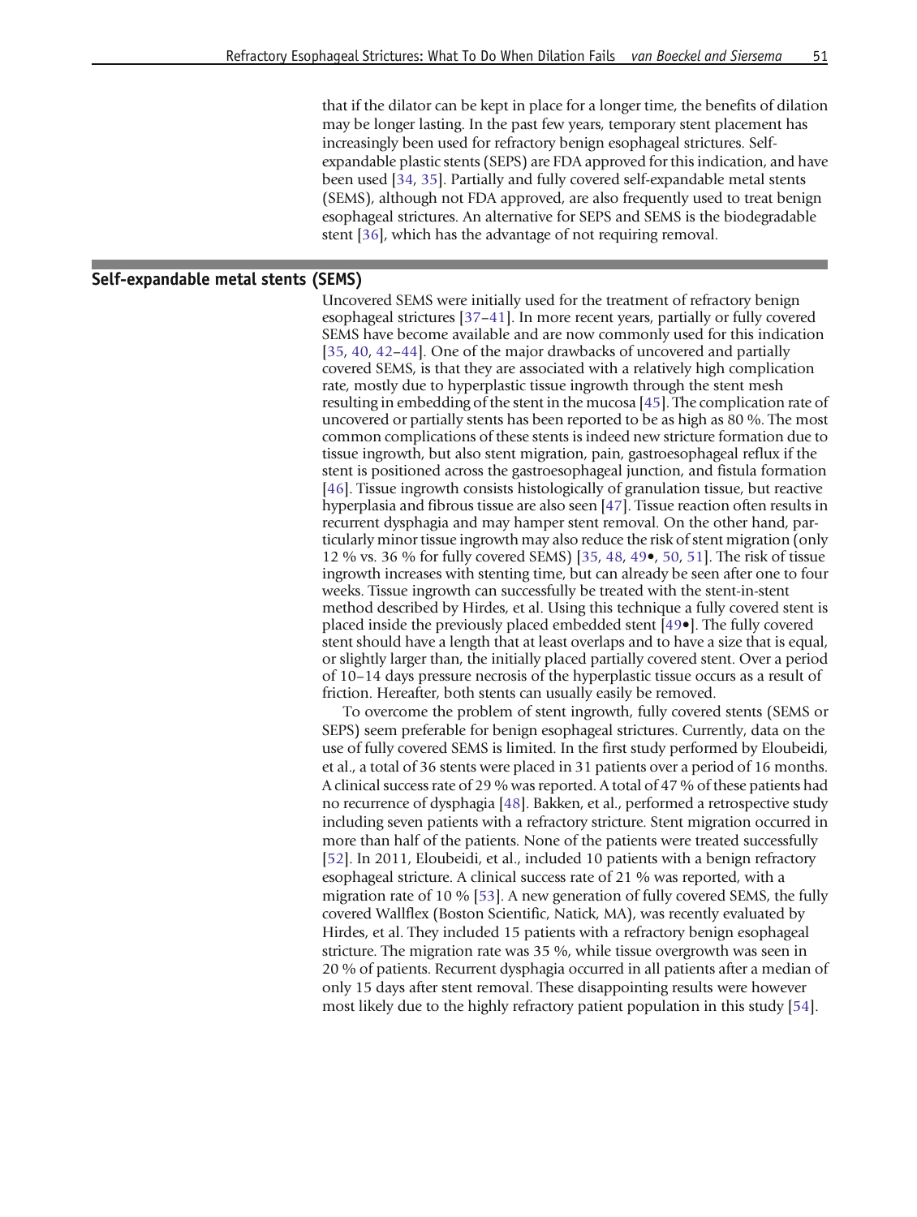that if the dilator can be kept in place for a longer time, the benefits of dilation may be longer lasting. In the past few years, temporary stent placement has increasingly been used for refractory benign esophageal strictures. Self-expandable plastic stents (SEPS) are FDA approved for this indication, and have been used [34, 35]. Partially and fully covered self-expandable metal stents (SEMS), although not FDA approved, are also frequently used to treat benign esophageal strictures. An alternative for SEPS and SEMS is the biodegradable stent [36], which has the advantage of not requiring removal.

## Self-expandable metal stents (SEMS)

Uncovered SEMS were initially used for the treatment of refractory benign esophageal strictures [37–41]. In more recent years, partially or fully covered SEMS have become available and are now commonly used for this indication [35, 40, 42–44]. One of the major drawbacks of uncovered and partially covered SEMS, is that they are associated with a relatively high complication rate, mostly due to hyperplastic tissue ingrowth through the stent mesh resulting in embedding of the stent in the mucosa [45]. The complication rate of uncovered or partially stents has been reported to be as high as 80 %. The most common complications of these stents is indeed new stricture formation due to tissue ingrowth, but also stent migration, pain, gastroesophageal reflux if the stent is positioned across the gastroesophageal junction, and fistula formation [46]. Tissue ingrowth consists histologically of granulation tissue, but reactive hyperplasia and fibrous tissue are also seen [47]. Tissue reaction often results in recurrent dysphagia and may hamper stent removal. On the other hand, particularly minor tissue ingrowth may also reduce the risk of stent migration (only 12 % vs. 36 % for fully covered SEMS) [35, 48, 49•, 50, 51]. The risk of tissue ingrowth increases with stenting time, but can already be seen after one to four weeks. Tissue ingrowth can successfully be treated with the stent-in-stent method described by Hirdes, et al. Using this technique a fully covered stent is placed inside the previously placed embedded stent [49•]. The fully covered stent should have a length that at least overlaps and to have a size that is equal, or slightly larger than, the initially placed partially covered stent. Over a period of 10–14 days pressure necrosis of the hyperplastic tissue occurs as a result of friction. Hereafter, both stents can usually easily be removed.

To overcome the problem of stent ingrowth, fully covered stents (SEMS or SEPS) seem preferable for benign esophageal strictures. Currently, data on the use of fully covered SEMS is limited. In the first study performed by Eloubeidi, et al., a total of 36 stents were placed in 31 patients over a period of 16 months. A clinical success rate of 29 % was reported. A total of 47 % of these patients had no recurrence of dysphagia [48]. Bakken, et al., performed a retrospective study including seven patients with a refractory stricture. Stent migration occurred in more than half of the patients. None of the patients were treated successfully [52]. In 2011, Eloubeidi, et al., included 10 patients with a benign refractory esophageal stricture. A clinical success rate of 21 % was reported, with a migration rate of 10 % [53]. A new generation of fully covered SEMS, the fully covered Wallflex (Boston Scientific, Natick, MA), was recently evaluated by Hirdes, et al. They included 15 patients with a refractory benign esophageal stricture. The migration rate was 35 %, while tissue overgrowth was seen in 20 % of patients. Recurrent dysphagia occurred in all patients after a median of only 15 days after stent removal. These disappointing results were however most likely due to the highly refractory patient population in this study [54].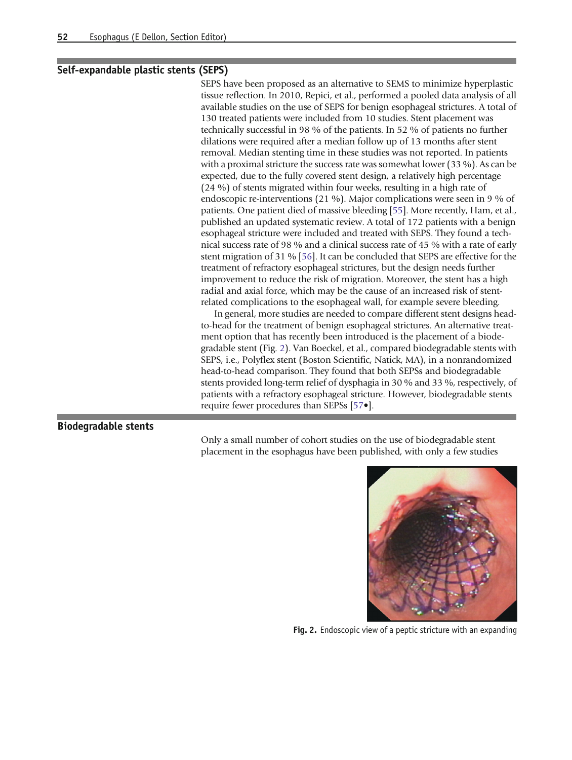## Self-expandable plastic stents (SEPS)

SEPS have been proposed as an alternative to SEMS to minimize hyperplastic tissue reflection. In 2010, Repici, et al., performed a pooled data analysis of all available studies on the use of SEPS for benign esophageal strictures. A total of 130 treated patients were included from 10 studies. Stent placement was technically successful in 98 % of the patients. In 52 % of patients no further dilations were required after a median follow up of 13 months after stent removal. Median stenting time in these studies was not reported. In patients with a proximal stricture the success rate was somewhat lower (33 %). As can be expected, due to the fully covered stent design, a relatively high percentage (24 %) of stents migrated within four weeks, resulting in a high rate of endoscopic re-interventions (21 %). Major complications were seen in 9 % of patients. One patient died of massive bleeding [55]. More recently, Ham, et al., published an updated systematic review. A total of 172 patients with a benign esophageal structure were included and treated with SEPS. They found a technical success rate of 98 % and a clinical success rate of 45 % with a rate of early stent migration of 31 % [56]. It can be concluded that SEPS are effective for the treatment of refractory esophageal strictures, but the design needs further improvement to reduce the risk of migration. Moreover, the stent has a high radial and axial force, which may be the cause of an increased risk of stent-related complications to the esophageal wall, for example severe bleeding.

In general, more studies are needed to compare different stent designs head-to-head for the treatment of benign esophageal strictures. An alternative treatment option that has recently been introduced is the placement of a biodegradable stent (Fig. 2). Van Boeckel, et al., compared biodegradable stents with SEPS, i.e., Polyflex stent (Boston Scientific, Natick, MA), in a nonrandomized head-to-head comparison. They found that both SEPSs and biodegradable stents provided long-term relief of dysphagia in 30 % and 33 %, respectively, of patients with a refractory esophageal stricture. However, biodegradable stents require fewer procedures than SEPSs [57•].

## Biodegradable stents

Only a small number of cohort studies on the use of biodegradable stent placement in the esophagus have been published, with only a few studies

**Fig. 2.** Endoscopic view of a peptic stricture with an expanding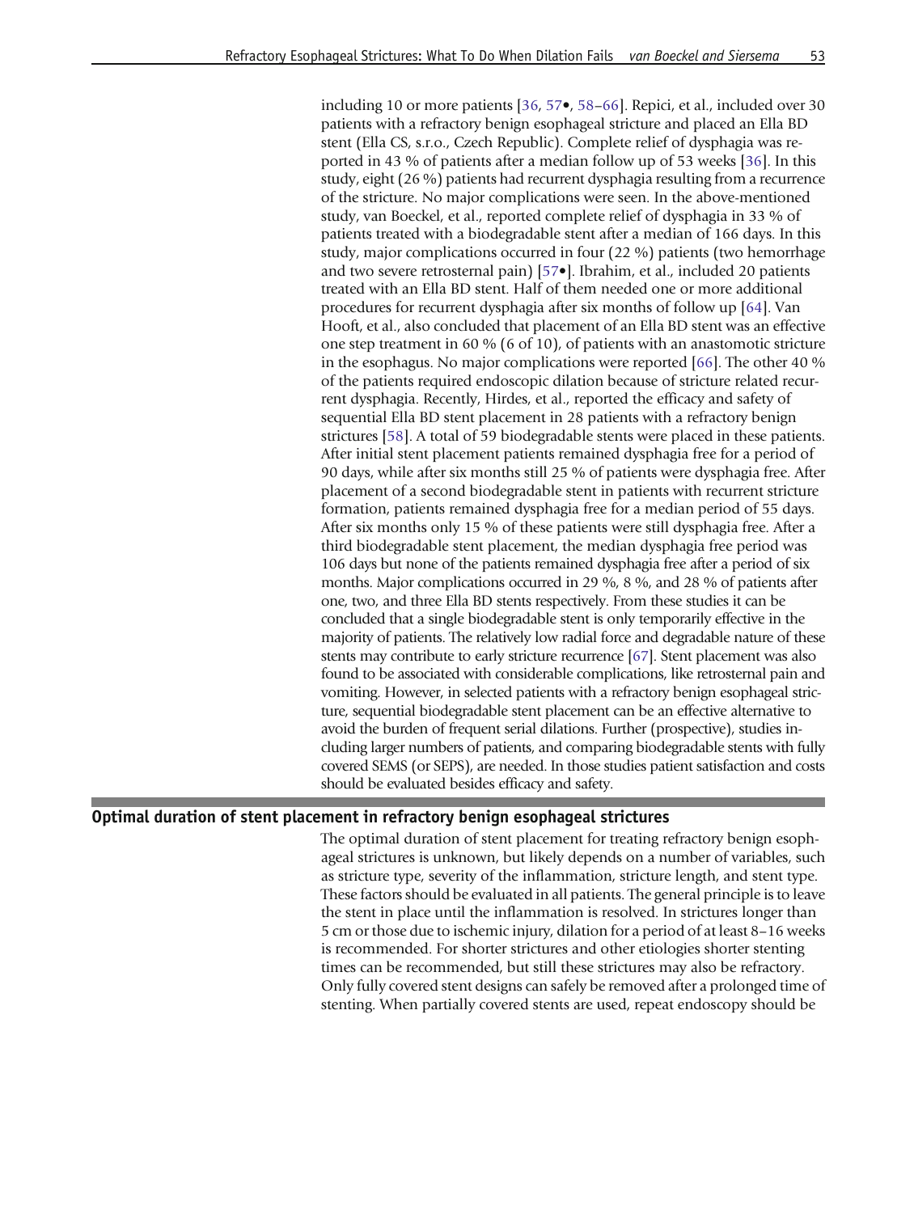including 10 or more patients [36, 57•, 58–66]. Repici, et al., included over 30 patients with a refractory benign esophageal stricture and placed an Ella BD stent (Ella CS, s.r.o., Czech Republic). Complete relief of dysphagia was reported in 43 % of patients after a median follow up of 53 weeks [36]. In this study, eight (26 %) patients had recurrent dysphagia resulting from a recurrence of the stricture. No major complications were seen. In the above-mentioned study, van Boeckel, et al., reported complete relief of dysphagia in 33 % of patients treated with a biodegradable stent after a median of 166 days. In this study, major complications occurred in four (22 %) patients (two hemorrhage and two severe retrosternal pain) [57•]. Ibrahim, et al., included 20 patients treated with an Ella BD stent. Half of them needed one or more additional procedures for recurrent dysphagia after six months of follow up [64]. Van Hooft, et al., also concluded that placement of an Ella BD stent was an effective one step treatment in 60 % (6 of 10), of patients with an anastomotic stricture in the esophagus. No major complications were reported [66]. The other 40 % of the patients required endoscopic dilation because of stricture related recurrent dysphagia. Recently, Hirdes, et al., reported the efficacy and safety of sequential Ella BD stent placement in 28 patients with a refractory benign strictures [58]. A total of 59 biodegradable stents were placed in these patients. After initial stent placement patients remained dysphagia free for a period of 90 days, while after six months still 25 % of patients were dysphagia free. After placement of a second biodegradable stent in patients with recurrent stricture formation, patients remained dysphagia free for a median period of 55 days. After six months only 15 % of these patients were still dysphagia free. After a third biodegradable stent placement, the median dysphagia free period was 106 days but none of the patients remained dysphagia free after a period of six months. Major complications occurred in 29 %, 8 %, and 28 % of patients after one, two, and three Ella BD stents respectively. From these studies it can be concluded that a single biodegradable stent is only temporarily effective in the majority of patients. The relatively low radial force and degradable nature of these stents may contribute to early stricture recurrence [67]. Stent placement was also found to be associated with considerable complications, like retrosternal pain and vomiting. However, in selected patients with a refractory benign esophageal stricture, sequential biodegradable stent placement can be an effective alternative to avoid the burden of frequent serial dilations. Further (prospective), studies including larger numbers of patients, and comparing biodegradable stents with fully covered SEMS (or SEPS), are needed. In those studies patient satisfaction and costs should be evaluated besides efficacy and safety.

## Optimal duration of stent placement in refractory benign esophageal strictures

The optimal duration of stent placement for treating refractory benign esophageal strictures is unknown, but likely depends on a number of variables, such as stricture type, severity of the inflammation, stricture length, and stent type. These factors should be evaluated in all patients. The general principle is to leave the stent in place until the inflammation is resolved. In strictures longer than 5 cm or those due to ischemic injury, dilation for a period of at least 8–16 weeks is recommended. For shorter strictures and other etiologies shorter stenting times can be recommended, but still these strictures may also be refractory. Only fully covered stent designs can safely be removed after a prolonged time of stenting. When partially covered stents are used, repeat endoscopy should be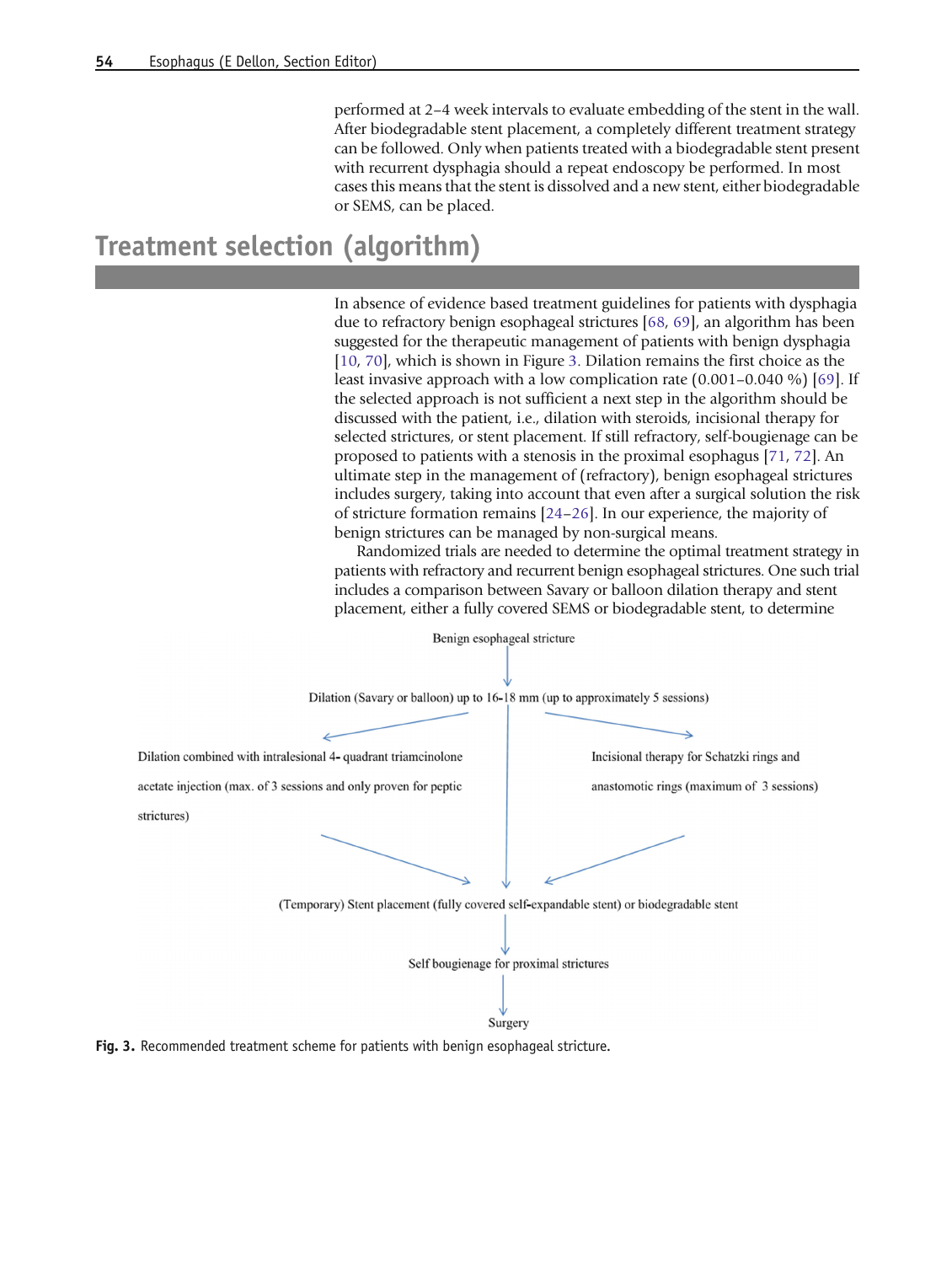performed at 2–4 week intervals to evaluate embedding of the stent in the wall. After biodegradable stent placement, a completely different treatment strategy can be followed. Only when patients treated with a biodegradable stent present with recurrent dysphagia should a repeat endoscopy be performed. In most cases this means that the stent is dissolved and a new stent, either biodegradable or SEMS, can be placed.

## Treatment selection (algorithm)

In absence of evidence based treatment guidelines for patients with dysphagia due to refractory benign esophageal strictures [68, 69], an algorithm has been suggested for the therapeutic management of patients with benign dysphagia [10, 70], which is shown in Figure 3. Dilation remains the first choice as the least invasive approach with a low complication rate (0.001–0.040 %) [69]. If the selected approach is not sufficient a next step in the algorithm should be discussed with the patient, i.e., dilation with steroids, incisional therapy for selected strictures, or stent placement. If still refractory, self-bougienage can be proposed to patients with a stenosis in the proximal esophagus [71, 72]. An ultimate step in the management of (refractory), benign esophageal strictures includes surgery, taking into account that even after a surgical solution the risk of stricture formation remains [24–26]. In our experience, the majority of benign strictures can be managed by non-surgical means.

Randomized trials are needed to determine the optimal treatment strategy in patients with refractory and recurrent benign esophageal strictures. One such trial includes a comparison between Savary or balloon dilation therapy and stent placement, either a fully covered SEMS or biodegradable stent, to determine

Benign esophageal stricture

↓

Dilation (Savary or balloon) up to 16-18 mm (up to approximately 5 sessions)

↙ ↓ ↘

Dilation combined with intralesional 4- quadrant triamcinolone acetate injection (max. of 3 sessions and only proven for peptic strictures)

Incisional therapy for Schatzki rings and anastomotic rings (maximum of 3 sessions)

↘ ↓ ↙

(Temporary) Stent placement (fully covered self-expandable stent) or biodegradable stent

↓

Self bougienage for proximal strictures

↓

Surgery

**Fig. 3.** Recommended treatment scheme for patients with benign esophageal stricture.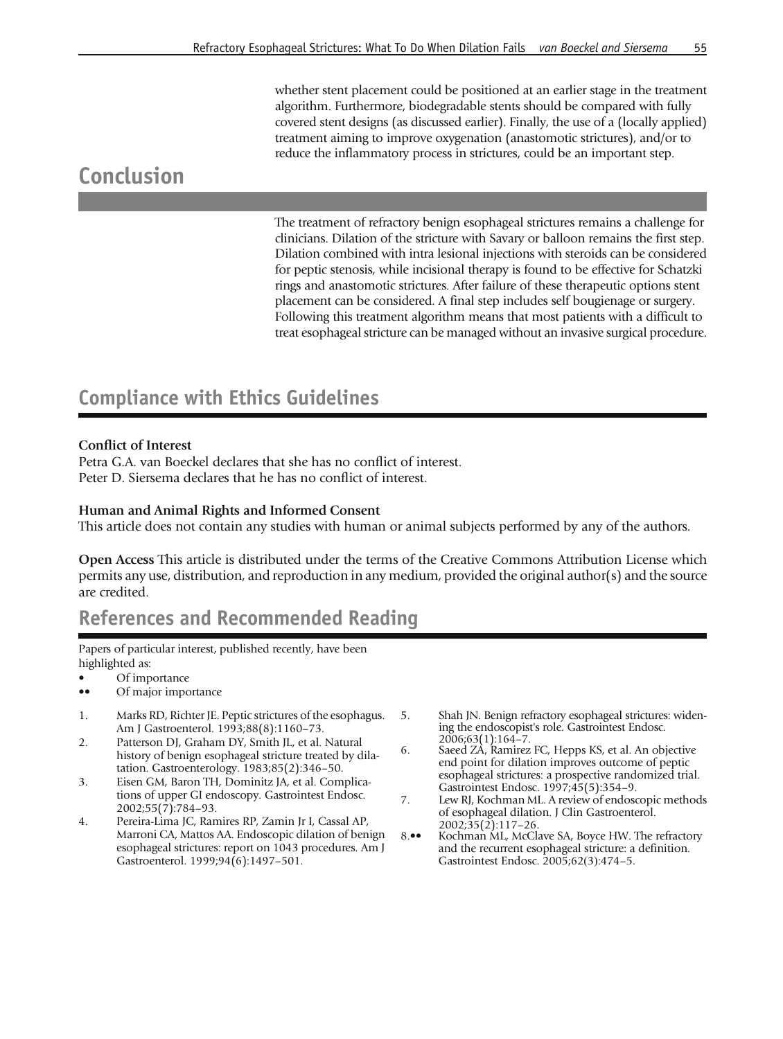whether stent placement could be positioned at an earlier stage in the treatment algorithm. Furthermore, biodegradable stents should be compared with fully covered stent designs (as discussed earlier). Finally, the use of a (locally applied) treatment aiming to improve oxygenation (anastomotic strictures), and/or to reduce the inflammatory process in strictures, could be an important step.

## Conclusion

The treatment of refractory benign esophageal strictures remains a challenge for clinicians. Dilation of the stricture with Savary or balloon remains the first step. Dilation combined with intra lesional injections with steroids can be considered for peptic stenosis, while incisional therapy is found to be effective for Schatzki rings and anastomotic strictures. After failure of these therapeutic options stent placement can be considered. A final step includes self bougienage or surgery. Following this treatment algorithm means that most patients with a difficult to treat esophageal stricture can be managed without an invasive surgical procedure.

## Compliance with Ethics Guidelines

**Conflict of Interest**

Petra G.A. van Boeckel declares that she has no conflict of interest.
Peter D. Siersema declares that he has no conflict of interest.

**Human and Animal Rights and Informed Consent**

This article does not contain any studies with human or animal subjects performed by any of the authors.

**Open Access** This article is distributed under the terms of the Creative Commons Attribution License which permits any use, distribution, and reproduction in any medium, provided the original author(s) and the source are credited.

## References and Recommended Reading

Papers of particular interest, published recently, have been highlighted as:

- • Of importance
- •• Of major importance

1. Marks RD, Richter JE. Peptic strictures of the esophagus. Am J Gastroenterol. 1993;88(8):1160–73.
2. Patterson DJ, Graham DY, Smith JL, et al. Natural history of benign esophageal stricture treated by dilatation. Gastroenterology. 1983;85(2):346–50.
3. Eisen GM, Baron TH, Dominitz JA, et al. Complications of upper GI endoscopy. Gastrointest Endosc. 2002;55(7):784–93.
4. Pereira-Lima JC, Ramires RP, Zamin Jr I, Cassal AP, Marroni CA, Mattos AA. Endoscopic dilation of benign esophageal strictures: report on 1043 procedures. Am J Gastroenterol. 1999;94(6):1497–501.
5. Shah JN. Benign refractory esophageal strictures: widening the endoscopist's role. Gastrointest Endosc. 2006;63(1):164–7.
6. Saeed ZA, Ramirez FC, Hepps KS, et al. An objective end point for dilation improves outcome of peptic esophageal strictures: a prospective randomized trial. Gastrointest Endosc. 1997;45(5):354–9.
7. Lew RJ, Kochman ML. A review of endoscopic methods of esophageal dilation. J Clin Gastroenterol. 2002;35(2):117–26.
8. •• Kochman ML, McClave SA, Boyce HW. The refractory and the recurrent esophageal stricture: a definition. Gastrointest Endosc. 2005;62(3):474–5.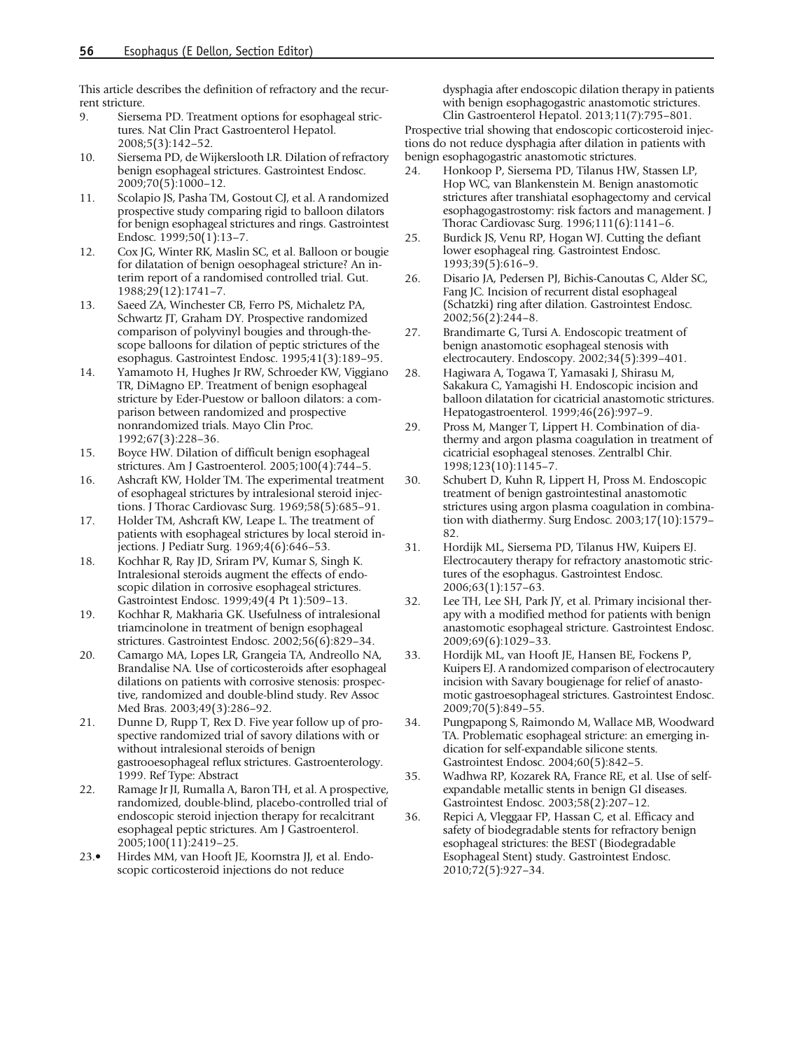This article describes the definition of refractory and the recurrent stricture.

9. Siersema PD. Treatment options for esophageal strictures. Nat Clin Pract Gastroenterol Hepatol. 2008;5(3):142–52.
10. Siersema PD, de Wijkerslooth LR. Dilation of refractory benign esophageal strictures. Gastrointest Endosc. 2009;70(5):1000–12.
11. Scolapio JS, Pasha TM, Gostout CJ, et al. A randomized prospective study comparing rigid to balloon dilators for benign esophageal strictures and rings. Gastrointest Endosc. 1999;50(1):13–7.
12. Cox JG, Winter RK, Maslin SC, et al. Balloon or bougie for dilatation of benign oesophageal stricture? An interim report of a randomised controlled trial. Gut. 1988;29(12):1741–7.
13. Saeed ZA, Winchester CB, Ferro PS, Michaletz PA, Schwartz JT, Graham DY. Prospective randomized comparison of polyvinyl bougies and through-the-scope balloons for dilation of peptic strictures of the esophagus. Gastrointest Endosc. 1995;41(3):189–95.
14. Yamamoto H, Hughes Jr RW, Schroeder KW, Viggiano TR, DiMagno EP. Treatment of benign esophageal stricture by Eder-Puestow or balloon dilators: a comparison between randomized and prospective nonrandomized trials. Mayo Clin Proc. 1992;67(3):228–36.
15. Boyce HW. Dilation of difficult benign esophageal strictures. Am J Gastroenterol. 2005;100(4):744–5.
16. Ashcraft KW, Holder TM. The experimental treatment of esophageal strictures by intralesional steroid injections. J Thorac Cardiovasc Surg. 1969;58(5):685–91.
17. Holder TM, Ashcraft KW, Leape L. The treatment of patients with esophageal strictures by local steroid injections. J Pediatr Surg. 1969;4(6):646–53.
18. Kochhar R, Ray JD, Sriram PV, Kumar S, Singh K. Intralesional steroids augment the effects of endoscopic dilation in corrosive esophageal strictures. Gastrointest Endosc. 1999;49(4 Pt 1):509–13.
19. Kochhar R, Makharia GK. Usefulness of intralesional triamcinolone in treatment of benign esophageal strictures. Gastrointest Endosc. 2002;56(6):829–34.
20. Camargo MA, Lopes LR, Grangeia TA, Andreollo NA, Brandalise NA. Use of corticosteroids after esophageal dilations on patients with corrosive stenosis: prospective, randomized and double-blind study. Rev Assoc Med Bras. 2003;49(3):286–92.
21. Dunne D, Rupp T, Rex D. Five year follow up of prospective randomized trial of savory dilations with or without intralesional steroids of benign gastrooesophageal reflux strictures. Gastroenterology. 1999. Ref Type: Abstract
22. Ramage Jr JI, Rumalla A, Baron TH, et al. A prospective, randomized, double-blind, placebo-controlled trial of endoscopic steroid injection therapy for recalcitrant esophageal peptic strictures. Am J Gastroenterol. 2005;100(11):2419–25.
23.• Hirdes MM, van Hooft JE, Koornstra JJ, et al. Endoscopic corticosteroid injections do not reduce dysphagia after endoscopic dilation therapy in patients with benign esophagogastric anastomotic strictures. Clin Gastroenterol Hepatol. 2013;11(7):795–801.

Prospective trial showing that endoscopic corticosteroid injections do not reduce dysphagia after dilation in patients with benign esophagogastric anastomotic strictures.

24. Honkoop P, Siersema PD, Tilanus HW, Stassen LP, Hop WC, van Blankenstein M. Benign anastomotic strictures after transhiatal esophagectomy and cervical esophagogastrostomy: risk factors and management. J Thorac Cardiovasc Surg. 1996;111(6):1141–6.
25. Burdick JS, Venu RP, Hogan WJ. Cutting the defiant lower esophageal ring. Gastrointest Endosc. 1993;39(5):616–9.
26. Disario JA, Pedersen PJ, Bichis-Canoutas C, Alder SC, Fang JC. Incision of recurrent distal esophageal (Schatzki) ring after dilation. Gastrointest Endosc. 2002;56(2):244–8.
27. Brandimarte G, Tursi A. Endoscopic treatment of benign anastomotic esophageal stenosis with electrocautery. Endoscopy. 2002;34(5):399–401.
28. Hagiwara A, Togawa T, Yamasaki J, Shirasu M, Sakakura C, Yamagishi H. Endoscopic incision and balloon dilatation for cicatricial anastomotic strictures. Hepatogastroenterol. 1999;46(26):997–9.
29. Pross M, Manger T, Lippert H. Combination of diathermy and argon plasma coagulation in treatment of cicatricial esophageal stenoses. Zentralbl Chir. 1998;123(10):1145–7.
30. Schubert D, Kuhn R, Lippert H, Pross M. Endoscopic treatment of benign gastrointestinal anastomotic strictures using argon plasma coagulation in combination with diathermy. Surg Endosc. 2003;17(10):1579–82.
31. Hordijk ML, Siersema PD, Tilanus HW, Kuipers EJ. Electrocautery therapy for refractory anastomotic strictures of the esophagus. Gastrointest Endosc. 2006;63(1):157–63.
32. Lee TH, Lee SH, Park JY, et al. Primary incisional therapy with a modified method for patients with benign anastomotic esophageal stricture. Gastrointest Endosc. 2009;69(6):1029–33.
33. Hordijk ML, van Hooft JE, Hansen BE, Fockens P, Kuipers EJ. A randomized comparison of electrocautery incision with Savary bougienage for relief of anastomotic gastroesophageal strictures. Gastrointest Endosc. 2009;70(5):849–55.
34. Pungpapong S, Raimondo M, Wallace MB, Woodward TA. Problematic esophageal stricture: an emerging indication for self-expandable silicone stents. Gastrointest Endosc. 2004;60(5):842–5.
35. Wadhwa RP, Kozarek RA, France RE, et al. Use of self-expandable metallic stents in benign GI diseases. Gastrointest Endosc. 2003;58(2):207–12.
36. Repici A, Vleggaar FP, Hassan C, et al. Efficacy and safety of biodegradable stents for refractory benign esophageal strictures: the BEST (Biodegradable Esophageal Stent) study. Gastrointest Endosc. 2010;72(5):927–34.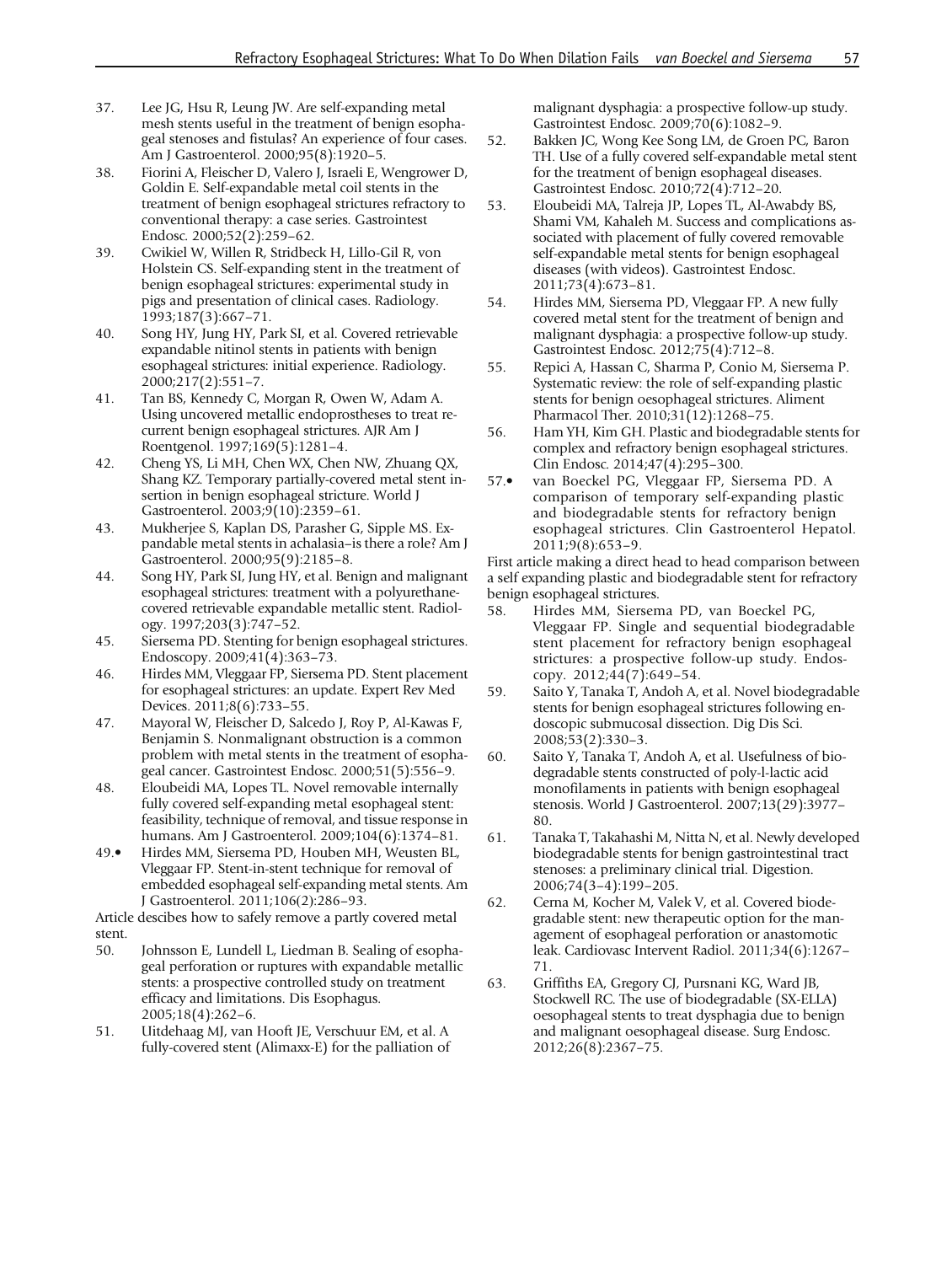37. Lee JG, Hsu R, Leung JW. Are self-expanding metal mesh stents useful in the treatment of benign esophageal stenoses and fistulas? An experience of four cases. Am J Gastroenterol. 2000;95(8):1920–5.
38. Fiorini A, Fleischer D, Valero J, Israeli E, Wengrower D, Goldin E. Self-expandable metal coil stents in the treatment of benign esophageal strictures refractory to conventional therapy: a case series. Gastrointest Endosc. 2000;52(2):259–62.
39. Cwikiel W, Willen R, Stridbeck H, Lillo-Gil R, von Holstein CS. Self-expanding stent in the treatment of benign esophageal strictures: experimental study in pigs and presentation of clinical cases. Radiology. 1993;187(3):667–71.
40. Song HY, Jung HY, Park SI, et al. Covered retrievable expandable nitinol stents in patients with benign esophageal strictures: initial experience. Radiology. 2000;217(2):551–7.
41. Tan BS, Kennedy C, Morgan R, Owen W, Adam A. Using uncovered metallic endoprostheses to treat recurrent benign esophageal strictures. AJR Am J Roentgenol. 1997;169(5):1281–4.
42. Cheng YS, Li MH, Chen WX, Chen NW, Zhuang QX, Shang KZ. Temporary partially-covered metal stent insertion in benign esophageal stricture. World J Gastroenterol. 2003;9(10):2359–61.
43. Mukherjee S, Kaplan DS, Parasher G, Sipple MS. Expandable metal stents in achalasia–is there a role? Am J Gastroenterol. 2000;95(9):2185–8.
44. Song HY, Park SI, Jung HY, et al. Benign and malignant esophageal strictures: treatment with a polyurethane-covered retrievable expandable metallic stent. Radiology. 1997;203(3):747–52.
45. Siersema PD. Stenting for benign esophageal strictures. Endoscopy. 2009;41(4):363–73.
46. Hirdes MM, Vleggaar FP, Siersema PD. Stent placement for esophageal strictures: an update. Expert Rev Med Devices. 2011;8(6):733–55.
47. Mayoral W, Fleischer D, Salcedo J, Roy P, Al-Kawas F, Benjamin S. Nonmalignant obstruction is a common problem with metal stents in the treatment of esophageal cancer. Gastrointest Endosc. 2000;51(5):556–9.
48. Eloubeidi MA, Lopes TL. Novel removable internally fully covered self-expanding metal esophageal stent: feasibility, technique of removal, and tissue response in humans. Am J Gastroenterol. 2009;104(6):1374–81.
49.• Hirdes MM, Siersema PD, Houben MH, Weusten BL, Vleggaar FP. Stent-in-stent technique for removal of embedded esophageal self-expanding metal stents. Am J Gastroenterol. 2011;106(2):286–93.

Article descibes how to safely remove a partly covered metal stent.

50. Johnsson E, Lundell L, Liedman B. Sealing of esophageal perforation or ruptures with expandable metallic stents: a prospective controlled study on treatment efficacy and limitations. Dis Esophagus. 2005;18(4):262–6.
51. Uitdehaag MJ, van Hooft JE, Verschuur EM, et al. A fully-covered stent (Alimaxx-E) for the palliation of malignant dysphagia: a prospective follow-up study. Gastrointest Endosc. 2009;70(6):1082–9.
52. Bakken JC, Wong Kee Song LM, de Groen PC, Baron TH. Use of a fully covered self-expandable metal stent for the treatment of benign esophageal diseases. Gastrointest Endosc. 2010;72(4):712–20.
53. Eloubeidi MA, Talreja JP, Lopes TL, Al-Awabdy BS, Shami VM, Kahaleh M. Success and complications associated with placement of fully covered removable self-expandable metal stents for benign esophageal diseases (with videos). Gastrointest Endosc. 2011;73(4):673–81.
54. Hirdes MM, Siersema PD, Vleggaar FP. A new fully covered metal stent for the treatment of benign and malignant dysphagia: a prospective follow-up study. Gastrointest Endosc. 2012;75(4):712–8.
55. Repici A, Hassan C, Sharma P, Conio M, Siersema P. Systematic review: the role of self-expanding plastic stents for benign oesophageal strictures. Aliment Pharmacol Ther. 2010;31(12):1268–75.
56. Ham YH, Kim GH. Plastic and biodegradable stents for complex and refractory benign esophageal strictures. Clin Endosc. 2014;47(4):295–300.
57.• van Boeckel PG, Vleggaar FP, Siersema PD. A comparison of temporary self-expanding plastic and biodegradable stents for refractory benign esophageal strictures. Clin Gastroenterol Hepatol. 2011;9(8):653–9.

First article making a direct head to head comparison between a self expanding plastic and biodegradable stent for refractory benign esophageal strictures.

58. Hirdes MM, Siersema PD, van Boeckel PG, Vleggaar FP. Single and sequential biodegradable stent placement for refractory benign esophageal strictures: a prospective follow-up study. Endoscopy. 2012;44(7):649–54.
59. Saito Y, Tanaka T, Andoh A, et al. Novel biodegradable stents for benign esophageal strictures following endoscopic submucosal dissection. Dig Dis Sci. 2008;53(2):330–3.
60. Saito Y, Tanaka T, Andoh A, et al. Usefulness of biodegradable stents constructed of poly-l-lactic acid monofilaments in patients with benign esophageal stenosis. World J Gastroenterol. 2007;13(29):3977–80.
61. Tanaka T, Takahashi M, Nitta N, et al. Newly developed biodegradable stents for benign gastrointestinal tract stenoses: a preliminary clinical trial. Digestion. 2006;74(3–4):199–205.
62. Cerna M, Kocher M, Valek V, et al. Covered biodegradable stent: new therapeutic option for the management of esophageal perforation or anastomotic leak. Cardiovasc Intervent Radiol. 2011;34(6):1267–71.
63. Griffiths EA, Gregory CJ, Pursnani KG, Ward JB, Stockwell RC. The use of biodegradable (SX-ELLA) oesophageal stents to treat dysphagia due to benign and malignant oesophageal disease. Surg Endosc. 2012;26(8):2367–75.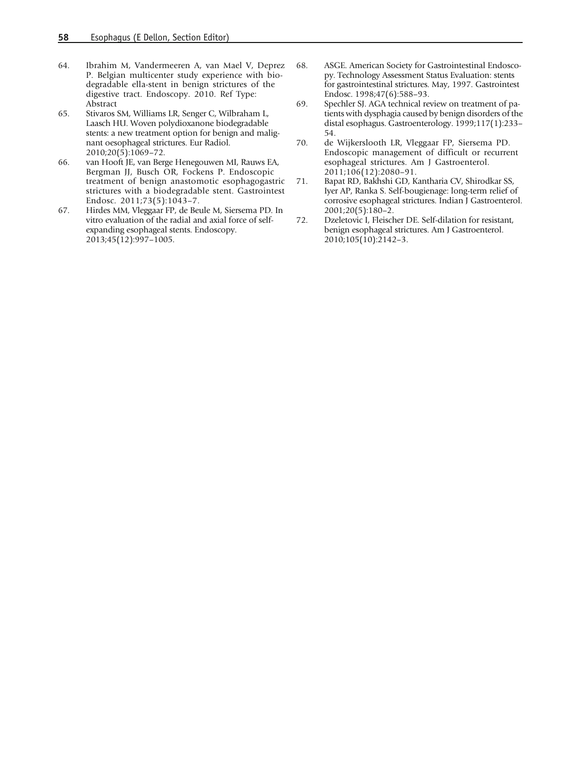64. Ibrahim M, Vandermeeren A, van Mael V, Deprez P. Belgian multicenter study experience with biodegradable ella-stent in benign strictures of the digestive tract. Endoscopy. 2010. Ref Type: Abstract
65. Stivaros SM, Williams LR, Senger C, Wilbraham L, Laasch HU. Woven polydioxanone biodegradable stents: a new treatment option for benign and malignant oesophageal strictures. Eur Radiol. 2010;20(5):1069–72.
66. van Hooft JE, van Berge Henegouwen MI, Rauws EA, Bergman JJ, Busch OR, Fockens P. Endoscopic treatment of benign anastomotic esophagogastric strictures with a biodegradable stent. Gastrointest Endosc. 2011;73(5):1043–7.
67. Hirdes MM, Vleggaar FP, de Beule M, Siersema PD. In vitro evaluation of the radial and axial force of self-expanding esophageal stents. Endoscopy. 2013;45(12):997–1005.
68. ASGE. American Society for Gastrointestinal Endoscopy. Technology Assessment Status Evaluation: stents for gastrointestinal strictures. May, 1997. Gastrointest Endosc. 1998;47(6):588–93.
69. Spechler SJ. AGA technical review on treatment of patients with dysphagia caused by benign disorders of the distal esophagus. Gastroenterology. 1999;117(1):233–54.
70. de Wijkerslooth LR, Vleggaar FP, Siersema PD. Endoscopic management of difficult or recurrent esophageal strictures. Am J Gastroenterol. 2011;106(12):2080–91.
71. Bapat RD, Bakhshi GD, Kantharia CV, Shirodkar SS, Iyer AP, Ranka S. Self-bougienage: long-term relief of corrosive esophageal strictures. Indian J Gastroenterol. 2001;20(5):180–2.
72. Dzeletovic I, Fleischer DE. Self-dilation for resistant, benign esophageal strictures. Am J Gastroenterol. 2010;105(10):2142–3.